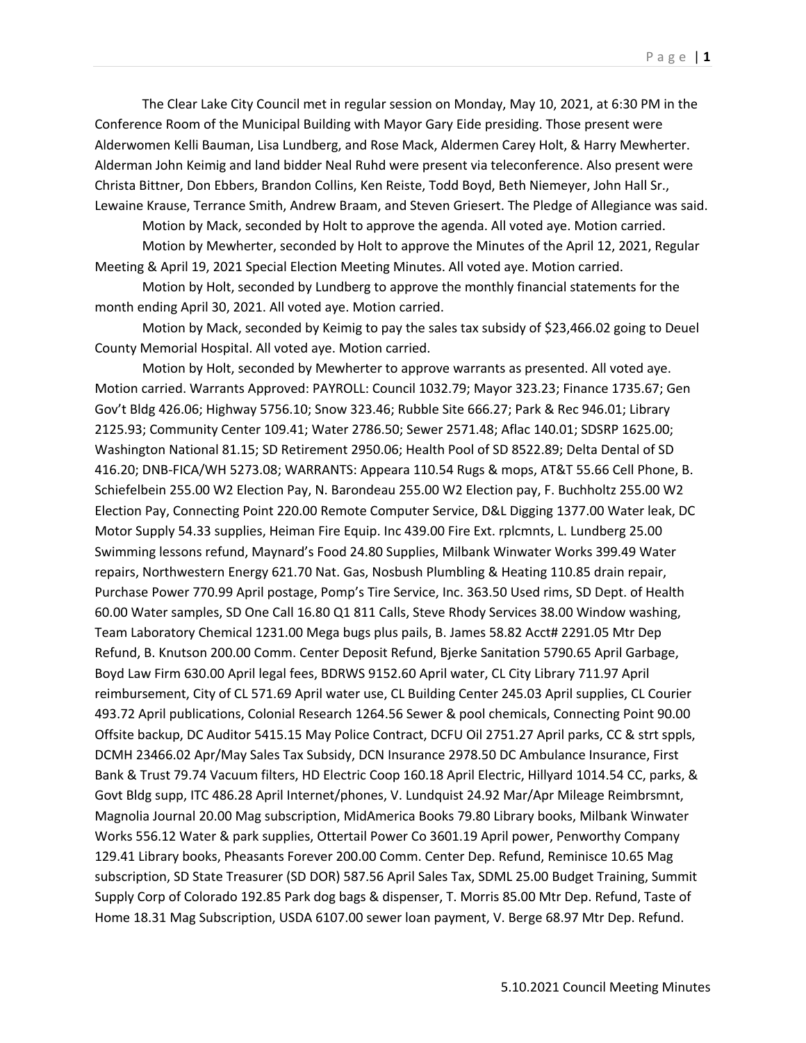The Clear Lake City Council met in regular session on Monday, May 10, 2021, at 6:30 PM in the Conference Room of the Municipal Building with Mayor Gary Eide presiding. Those present were Alderwomen Kelli Bauman, Lisa Lundberg, and Rose Mack, Aldermen Carey Holt, & Harry Mewherter. Alderman John Keimig and land bidder Neal Ruhd were present via teleconference. Also present were Christa Bittner, Don Ebbers, Brandon Collins, Ken Reiste, Todd Boyd, Beth Niemeyer, John Hall Sr., Lewaine Krause, Terrance Smith, Andrew Braam, and Steven Griesert. The Pledge of Allegiance was said.

Motion by Mack, seconded by Holt to approve the agenda. All voted aye. Motion carried.

Motion by Mewherter, seconded by Holt to approve the Minutes of the April 12, 2021, Regular Meeting & April 19, 2021 Special Election Meeting Minutes. All voted aye. Motion carried.

Motion by Holt, seconded by Lundberg to approve the monthly financial statements for the month ending April 30, 2021. All voted aye. Motion carried.

Motion by Mack, seconded by Keimig to pay the sales tax subsidy of $23,466.02 going to Deuel County Memorial Hospital. All voted aye. Motion carried.

Motion by Holt, seconded by Mewherter to approve warrants as presented. All voted aye. Motion carried. Warrants Approved: PAYROLL: Council 1032.79; Mayor 323.23; Finance 1735.67; Gen Gov't Bldg 426.06; Highway 5756.10; Snow 323.46; Rubble Site 666.27; Park & Rec 946.01; Library 2125.93; Community Center 109.41; Water 2786.50; Sewer 2571.48; Aflac 140.01; SDSRP 1625.00; Washington National 81.15; SD Retirement 2950.06; Health Pool of SD 8522.89; Delta Dental of SD 416.20; DNB-FICA/WH 5273.08; WARRANTS: Appeara 110.54 Rugs & mops, AT&T 55.66 Cell Phone, B. Schiefelbein 255.00 W2 Election Pay, N. Barondeau 255.00 W2 Election pay, F. Buchholtz 255.00 W2 Election Pay, Connecting Point 220.00 Remote Computer Service, D&L Digging 1377.00 Water leak, DC Motor Supply 54.33 supplies, Heiman Fire Equip. Inc 439.00 Fire Ext. rplcmnts, L. Lundberg 25.00 Swimming lessons refund, Maynard's Food 24.80 Supplies, Milbank Winwater Works 399.49 Water repairs, Northwestern Energy 621.70 Nat. Gas, Nosbush Plumbling & Heating 110.85 drain repair, Purchase Power 770.99 April postage, Pomp's Tire Service, Inc. 363.50 Used rims, SD Dept. of Health 60.00 Water samples, SD One Call 16.80 Q1 811 Calls, Steve Rhody Services 38.00 Window washing, Team Laboratory Chemical 1231.00 Mega bugs plus pails, B. James 58.82 Acct# 2291.05 Mtr Dep Refund, B. Knutson 200.00 Comm. Center Deposit Refund, Bjerke Sanitation 5790.65 April Garbage, Boyd Law Firm 630.00 April legal fees, BDRWS 9152.60 April water, CL City Library 711.97 April reimbursement, City of CL 571.69 April water use, CL Building Center 245.03 April supplies, CL Courier 493.72 April publications, Colonial Research 1264.56 Sewer & pool chemicals, Connecting Point 90.00 Offsite backup, DC Auditor 5415.15 May Police Contract, DCFU Oil 2751.27 April parks, CC & strt sppls, DCMH 23466.02 Apr/May Sales Tax Subsidy, DCN Insurance 2978.50 DC Ambulance Insurance, First Bank & Trust 79.74 Vacuum filters, HD Electric Coop 160.18 April Electric, Hillyard 1014.54 CC, parks, & Govt Bldg supp, ITC 486.28 April Internet/phones, V. Lundquist 24.92 Mar/Apr Mileage Reimbrsmnt, Magnolia Journal 20.00 Mag subscription, MidAmerica Books 79.80 Library books, Milbank Winwater Works 556.12 Water & park supplies, Ottertail Power Co 3601.19 April power, Penworthy Company 129.41 Library books, Pheasants Forever 200.00 Comm. Center Dep. Refund, Reminisce 10.65 Mag subscription, SD State Treasurer (SD DOR) 587.56 April Sales Tax, SDML 25.00 Budget Training, Summit Supply Corp of Colorado 192.85 Park dog bags & dispenser, T. Morris 85.00 Mtr Dep. Refund, Taste of Home 18.31 Mag Subscription, USDA 6107.00 sewer loan payment, V. Berge 68.97 Mtr Dep. Refund.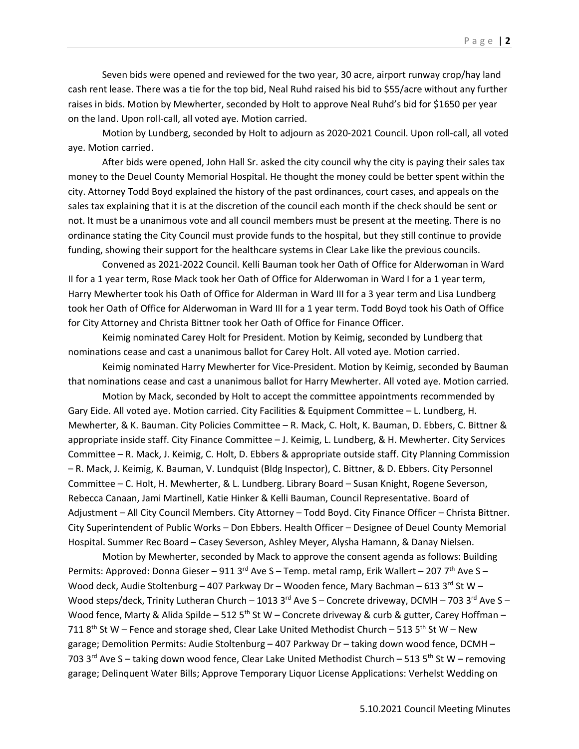Seven bids were opened and reviewed for the two year, 30 acre, airport runway crop/hay land cash rent lease. There was a tie for the top bid, Neal Ruhd raised his bid to $55/acre without any further raises in bids. Motion by Mewherter, seconded by Holt to approve Neal Ruhd's bid for $1650 per year on the land. Upon roll-call, all voted aye. Motion carried.

Motion by Lundberg, seconded by Holt to adjourn as 2020-2021 Council. Upon roll-call, all voted aye. Motion carried.

After bids were opened, John Hall Sr. asked the city council why the city is paying their sales tax money to the Deuel County Memorial Hospital. He thought the money could be better spent within the city. Attorney Todd Boyd explained the history of the past ordinances, court cases, and appeals on the sales tax explaining that it is at the discretion of the council each month if the check should be sent or not. It must be a unanimous vote and all council members must be present at the meeting. There is no ordinance stating the City Council must provide funds to the hospital, but they still continue to provide funding, showing their support for the healthcare systems in Clear Lake like the previous councils.

Convened as 2021-2022 Council. Kelli Bauman took her Oath of Office for Alderwoman in Ward II for a 1 year term, Rose Mack took her Oath of Office for Alderwoman in Ward I for a 1 year term, Harry Mewherter took his Oath of Office for Alderman in Ward III for a 3 year term and Lisa Lundberg took her Oath of Office for Alderwoman in Ward III for a 1 year term. Todd Boyd took his Oath of Office for City Attorney and Christa Bittner took her Oath of Office for Finance Officer.

Keimig nominated Carey Holt for President. Motion by Keimig, seconded by Lundberg that nominations cease and cast a unanimous ballot for Carey Holt. All voted aye. Motion carried.

Keimig nominated Harry Mewherter for Vice-President. Motion by Keimig, seconded by Bauman that nominations cease and cast a unanimous ballot for Harry Mewherter. All voted aye. Motion carried.

Motion by Mack, seconded by Holt to accept the committee appointments recommended by Gary Eide. All voted aye. Motion carried. City Facilities & Equipment Committee – L. Lundberg, H. Mewherter, & K. Bauman. City Policies Committee – R. Mack, C. Holt, K. Bauman, D. Ebbers, C. Bittner & appropriate inside staff. City Finance Committee – J. Keimig, L. Lundberg, & H. Mewherter. City Services Committee – R. Mack, J. Keimig, C. Holt, D. Ebbers & appropriate outside staff. City Planning Commission – R. Mack, J. Keimig, K. Bauman, V. Lundquist (Bldg Inspector), C. Bittner, & D. Ebbers. City Personnel Committee – C. Holt, H. Mewherter, & L. Lundberg. Library Board – Susan Knight, Rogene Severson, Rebecca Canaan, Jami Martinell, Katie Hinker & Kelli Bauman, Council Representative. Board of Adjustment – All City Council Members. City Attorney – Todd Boyd. City Finance Officer – Christa Bittner. City Superintendent of Public Works – Don Ebbers. Health Officer – Designee of Deuel County Memorial Hospital. Summer Rec Board – Casey Severson, Ashley Meyer, Alysha Hamann, & Danay Nielsen.

Motion by Mewherter, seconded by Mack to approve the consent agenda as follows: Building Permits: Approved: Donna Gieser – 911 3rd Ave S – Temp. metal ramp, Erik Wallert – 207 7th Ave S – Wood deck, Audie Stoltenburg – 407 Parkway Dr – Wooden fence, Mary Bachman – 613 3rd St W – Wood steps/deck, Trinity Lutheran Church – 1013 3rd Ave S – Concrete driveway, DCMH – 703 3rd Ave S – Wood fence, Marty & Alida Spilde – 512 5th St W – Concrete driveway & curb & gutter, Carey Hoffman – 711 8th St W – Fence and storage shed, Clear Lake United Methodist Church – 513 5th St W – New garage; Demolition Permits: Audie Stoltenburg – 407 Parkway Dr – taking down wood fence, DCMH – 703 3rd Ave S – taking down wood fence, Clear Lake United Methodist Church – 513 5th St W – removing garage; Delinquent Water Bills; Approve Temporary Liquor License Applications: Verhelst Wedding on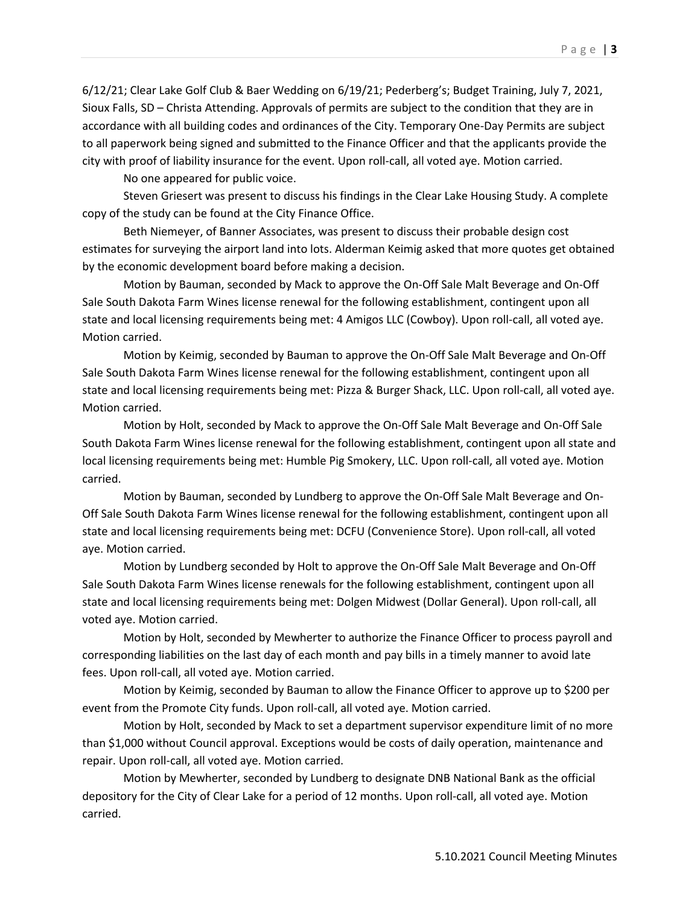6/12/21; Clear Lake Golf Club & Baer Wedding on 6/19/21; Pederberg's; Budget Training, July 7, 2021, Sioux Falls, SD – Christa Attending. Approvals of permits are subject to the condition that they are in accordance with all building codes and ordinances of the City. Temporary One-Day Permits are subject to all paperwork being signed and submitted to the Finance Officer and that the applicants provide the city with proof of liability insurance for the event. Upon roll-call, all voted aye. Motion carried.

No one appeared for public voice.

Steven Griesert was present to discuss his findings in the Clear Lake Housing Study. A complete copy of the study can be found at the City Finance Office.

Beth Niemeyer, of Banner Associates, was present to discuss their probable design cost estimates for surveying the airport land into lots. Alderman Keimig asked that more quotes get obtained by the economic development board before making a decision.

Motion by Bauman, seconded by Mack to approve the On-Off Sale Malt Beverage and On-Off Sale South Dakota Farm Wines license renewal for the following establishment, contingent upon all state and local licensing requirements being met: 4 Amigos LLC (Cowboy). Upon roll-call, all voted aye. Motion carried.

Motion by Keimig, seconded by Bauman to approve the On-Off Sale Malt Beverage and On-Off Sale South Dakota Farm Wines license renewal for the following establishment, contingent upon all state and local licensing requirements being met: Pizza & Burger Shack, LLC. Upon roll-call, all voted aye. Motion carried.

Motion by Holt, seconded by Mack to approve the On-Off Sale Malt Beverage and On-Off Sale South Dakota Farm Wines license renewal for the following establishment, contingent upon all state and local licensing requirements being met: Humble Pig Smokery, LLC. Upon roll-call, all voted aye. Motion carried.

Motion by Bauman, seconded by Lundberg to approve the On-Off Sale Malt Beverage and On-Off Sale South Dakota Farm Wines license renewal for the following establishment, contingent upon all state and local licensing requirements being met: DCFU (Convenience Store). Upon roll-call, all voted aye. Motion carried.

Motion by Lundberg seconded by Holt to approve the On-Off Sale Malt Beverage and On-Off Sale South Dakota Farm Wines license renewals for the following establishment, contingent upon all state and local licensing requirements being met: Dolgen Midwest (Dollar General). Upon roll-call, all voted aye. Motion carried.

Motion by Holt, seconded by Mewherter to authorize the Finance Officer to process payroll and corresponding liabilities on the last day of each month and pay bills in a timely manner to avoid late fees. Upon roll-call, all voted aye. Motion carried.

Motion by Keimig, seconded by Bauman to allow the Finance Officer to approve up to $200 per event from the Promote City funds. Upon roll-call, all voted aye. Motion carried.

Motion by Holt, seconded by Mack to set a department supervisor expenditure limit of no more than $1,000 without Council approval. Exceptions would be costs of daily operation, maintenance and repair. Upon roll-call, all voted aye. Motion carried.

Motion by Mewherter, seconded by Lundberg to designate DNB National Bank as the official depository for the City of Clear Lake for a period of 12 months. Upon roll-call, all voted aye. Motion carried.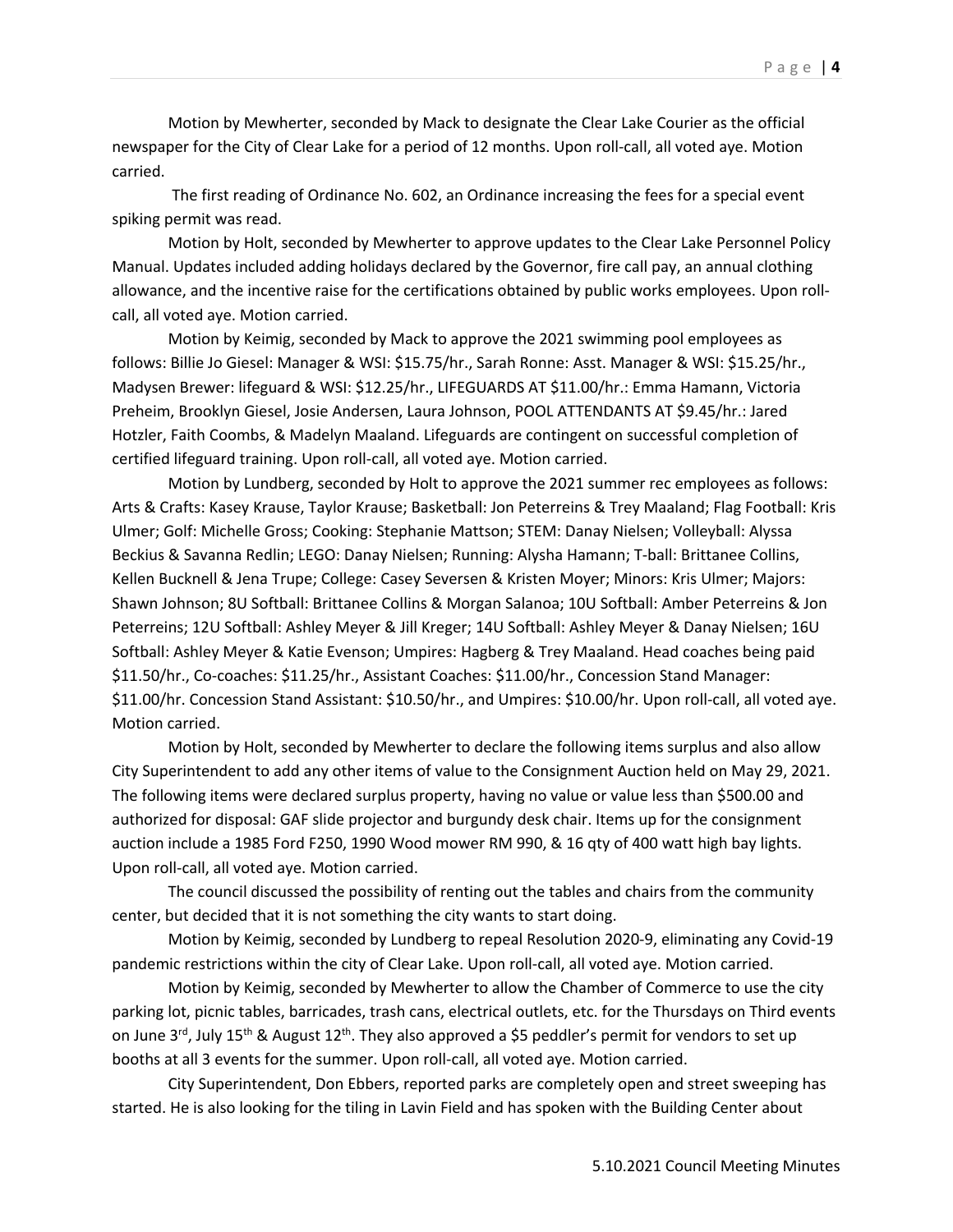Motion by Mewherter, seconded by Mack to designate the Clear Lake Courier as the official newspaper for the City of Clear Lake for a period of 12 months. Upon roll-call, all voted aye. Motion carried.

The first reading of Ordinance No. 602, an Ordinance increasing the fees for a special event spiking permit was read.

Motion by Holt, seconded by Mewherter to approve updates to the Clear Lake Personnel Policy Manual. Updates included adding holidays declared by the Governor, fire call pay, an annual clothing allowance, and the incentive raise for the certifications obtained by public works employees. Upon roll-call, all voted aye. Motion carried.

Motion by Keimig, seconded by Mack to approve the 2021 swimming pool employees as follows: Billie Jo Giesel: Manager & WSI: $15.75/hr., Sarah Ronne: Asst. Manager & WSI: $15.25/hr., Madysen Brewer: lifeguard & WSI: $12.25/hr., LIFEGUARDS AT $11.00/hr.: Emma Hamann, Victoria Preheim, Brooklyn Giesel, Josie Andersen, Laura Johnson, POOL ATTENDANTS AT $9.45/hr.: Jared Hotzler, Faith Coombs, & Madelyn Maaland. Lifeguards are contingent on successful completion of certified lifeguard training. Upon roll-call, all voted aye. Motion carried.

Motion by Lundberg, seconded by Holt to approve the 2021 summer rec employees as follows: Arts & Crafts: Kasey Krause, Taylor Krause; Basketball: Jon Peterreins & Trey Maaland; Flag Football: Kris Ulmer; Golf: Michelle Gross; Cooking: Stephanie Mattson; STEM: Danay Nielsen; Volleyball: Alyssa Beckius & Savanna Redlin; LEGO: Danay Nielsen; Running: Alysha Hamann; T-ball: Brittanee Collins, Kellen Bucknell & Jena Trupe; College: Casey Seversen & Kristen Moyer; Minors: Kris Ulmer; Majors: Shawn Johnson; 8U Softball: Brittanee Collins & Morgan Salanoa; 10U Softball: Amber Peterreins & Jon Peterreins; 12U Softball: Ashley Meyer & Jill Kreger; 14U Softball: Ashley Meyer & Danay Nielsen; 16U Softball: Ashley Meyer & Katie Evenson; Umpires: Hagberg & Trey Maaland. Head coaches being paid $11.50/hr., Co-coaches: $11.25/hr., Assistant Coaches: $11.00/hr., Concession Stand Manager: $11.00/hr. Concession Stand Assistant: $10.50/hr., and Umpires: $10.00/hr. Upon roll-call, all voted aye. Motion carried.

Motion by Holt, seconded by Mewherter to declare the following items surplus and also allow City Superintendent to add any other items of value to the Consignment Auction held on May 29, 2021. The following items were declared surplus property, having no value or value less than $500.00 and authorized for disposal: GAF slide projector and burgundy desk chair. Items up for the consignment auction include a 1985 Ford F250, 1990 Wood mower RM 990, & 16 qty of 400 watt high bay lights. Upon roll-call, all voted aye. Motion carried.

The council discussed the possibility of renting out the tables and chairs from the community center, but decided that it is not something the city wants to start doing.

Motion by Keimig, seconded by Lundberg to repeal Resolution 2020-9, eliminating any Covid-19 pandemic restrictions within the city of Clear Lake. Upon roll-call, all voted aye. Motion carried.

Motion by Keimig, seconded by Mewherter to allow the Chamber of Commerce to use the city parking lot, picnic tables, barricades, trash cans, electrical outlets, etc. for the Thursdays on Third events on June 3rd, July 15th & August 12th. They also approved a $5 peddler's permit for vendors to set up booths at all 3 events for the summer. Upon roll-call, all voted aye. Motion carried.

City Superintendent, Don Ebbers, reported parks are completely open and street sweeping has started. He is also looking for the tiling in Lavin Field and has spoken with the Building Center about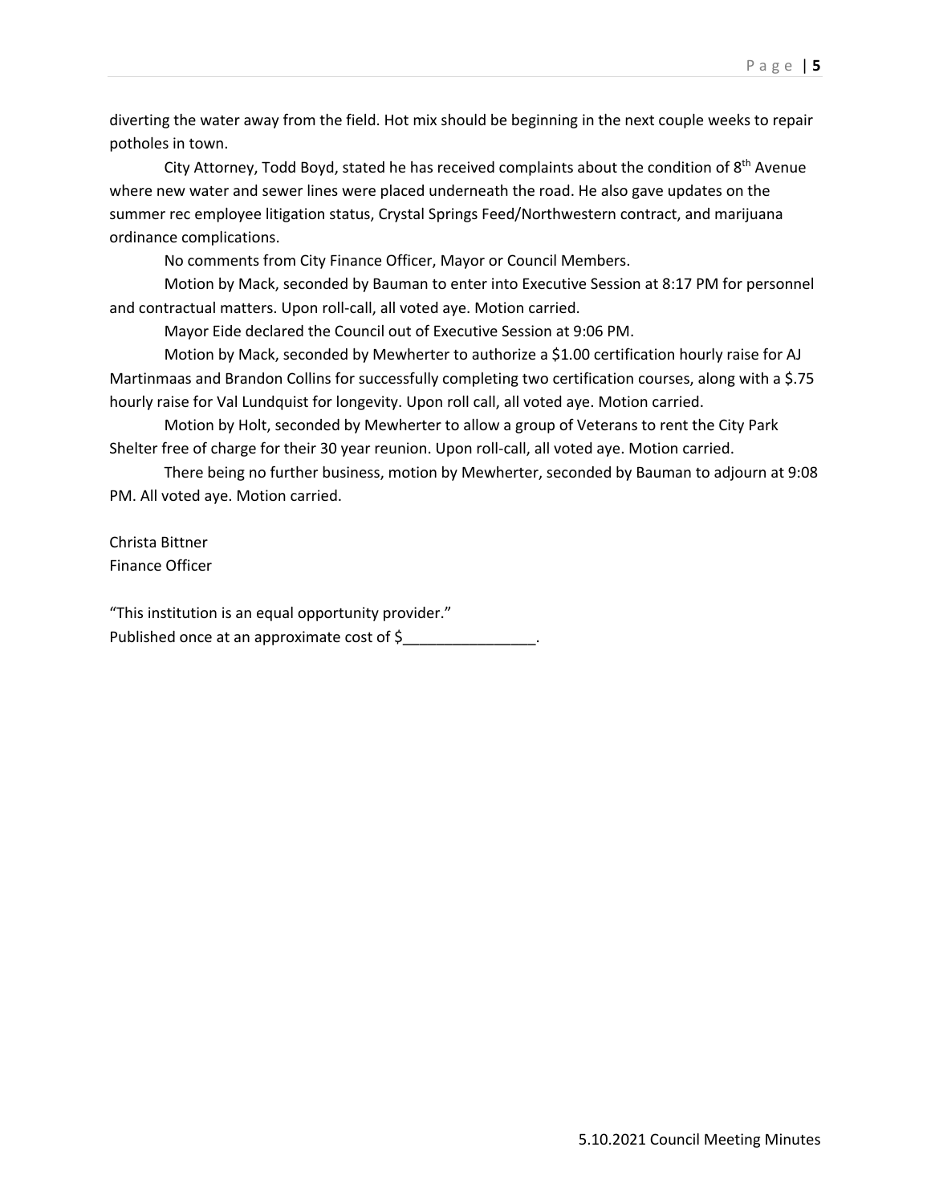diverting the water away from the field. Hot mix should be beginning in the next couple weeks to repair potholes in town.

City Attorney, Todd Boyd, stated he has received complaints about the condition of 8th Avenue where new water and sewer lines were placed underneath the road. He also gave updates on the summer rec employee litigation status, Crystal Springs Feed/Northwestern contract, and marijuana ordinance complications.

No comments from City Finance Officer, Mayor or Council Members.

Motion by Mack, seconded by Bauman to enter into Executive Session at 8:17 PM for personnel and contractual matters. Upon roll-call, all voted aye. Motion carried.

Mayor Eide declared the Council out of Executive Session at 9:06 PM.

Motion by Mack, seconded by Mewherter to authorize a $1.00 certification hourly raise for AJ Martinmaas and Brandon Collins for successfully completing two certification courses, along with a $.75 hourly raise for Val Lundquist for longevity. Upon roll call, all voted aye. Motion carried.

Motion by Holt, seconded by Mewherter to allow a group of Veterans to rent the City Park Shelter free of charge for their 30 year reunion. Upon roll-call, all voted aye. Motion carried.

There being no further business, motion by Mewherter, seconded by Bauman to adjourn at 9:08 PM. All voted aye. Motion carried.

Christa Bittner
Finance Officer

"This institution is an equal opportunity provider."
Published once at an approximate cost of $________________.